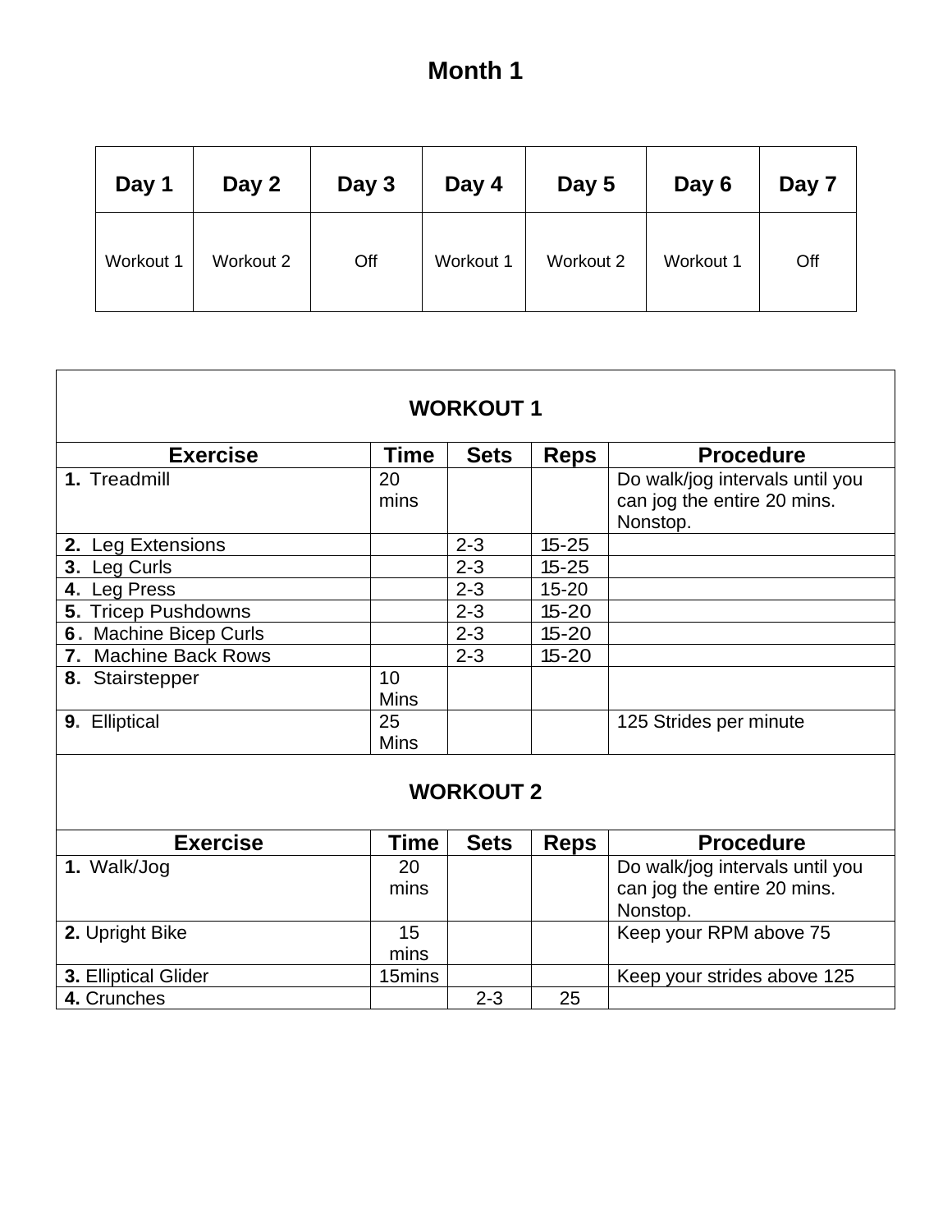# Month 1

| Day 1 | Day 2 | Day 3 | Day 4 | Day 5 | Day 6 | Day 7 |
|---|---|---|---|---|---|---|
| Workout 1 | Workout 2 | Off | Workout 1 | Workout 2 | Workout 1 | Off |

## WORKOUT 1

| Exercise | Time | Sets | Reps | Procedure |
|---|---|---|---|---|
| **1.** Treadmill | 20 mins | | | Do walk/jog intervals until you can jog the entire 20 mins. Nonstop. |
| **2.** Leg Extensions | | 2-3 | 15-25 | |
| **3.** Leg Curls | | 2-3 | 15-25 | |
| **4.** Leg Press | | 2-3 | 15-20 | |
| **5.** Tricep Pushdowns | | 2-3 | 15-20 | |
| **6.** Machine Bicep Curls | | 2-3 | 15-20 | |
| **7.** Machine Back Rows | | 2-3 | 15-20 | |
| **8.** Stairstepper | 10 Mins | | | |
| **9.** Elliptical | 25 Mins | | | 125 Strides per minute |

## WORKOUT 2

| Exercise | Time | Sets | Reps | Procedure |
|---|---|---|---|---|
| **1.** Walk/Jog | 20 mins | | | Do walk/jog intervals until you can jog the entire 20 mins. Nonstop. |
| **2.** Upright Bike | 15 mins | | | Keep your RPM above 75 |
| **3.** Elliptical Glider | 15mins | | | Keep your strides above 125 |
| **4.** Crunches | | 2-3 | 25 | |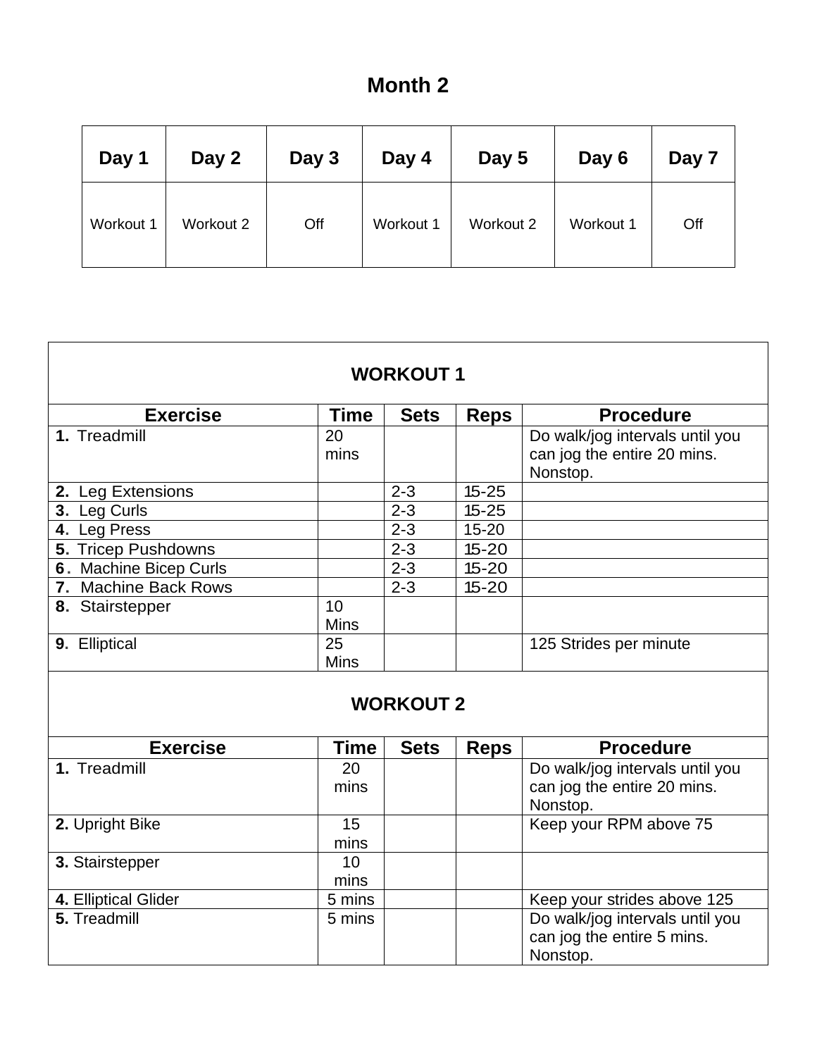# Month 2

| Day 1 | Day 2 | Day 3 | Day 4 | Day 5 | Day 6 | Day 7 |
|---|---|---|---|---|---|---|
| Workout 1 | Workout 2 | Off | Workout 1 | Workout 2 | Workout 1 | Off |

## WORKOUT 1

| Exercise | Time | Sets | Reps | Procedure |
|---|---|---|---|---|
| **1.** Treadmill | 20 mins | | | Do walk/jog intervals until you can jog the entire 20 mins. Nonstop. |
| **2.** Leg Extensions | | 2-3 | 15-25 | |
| **3.** Leg Curls | | 2-3 | 15-25 | |
| **4.** Leg Press | | 2-3 | 15-20 | |
| **5.** Tricep Pushdowns | | 2-3 | 15-20 | |
| **6.** Machine Bicep Curls | | 2-3 | 15-20 | |
| **7.** Machine Back Rows | | 2-3 | 15-20 | |
| **8.** Stairstepper | 10 Mins | | | |
| **9.** Elliptical | 25 Mins | | | 125 Strides per minute |

## WORKOUT 2

| Exercise | Time | Sets | Reps | Procedure |
|---|---|---|---|---|
| **1.** Treadmill | 20 mins | | | Do walk/jog intervals until you can jog the entire 20 mins. Nonstop. |
| **2.** Upright Bike | 15 mins | | | Keep your RPM above 75 |
| **3.** Stairstepper | 10 mins | | | |
| **4.** Elliptical Glider | 5 mins | | | Keep your strides above 125 |
| **5.** Treadmill | 5 mins | | | Do walk/jog intervals until you can jog the entire 5 mins. Nonstop. |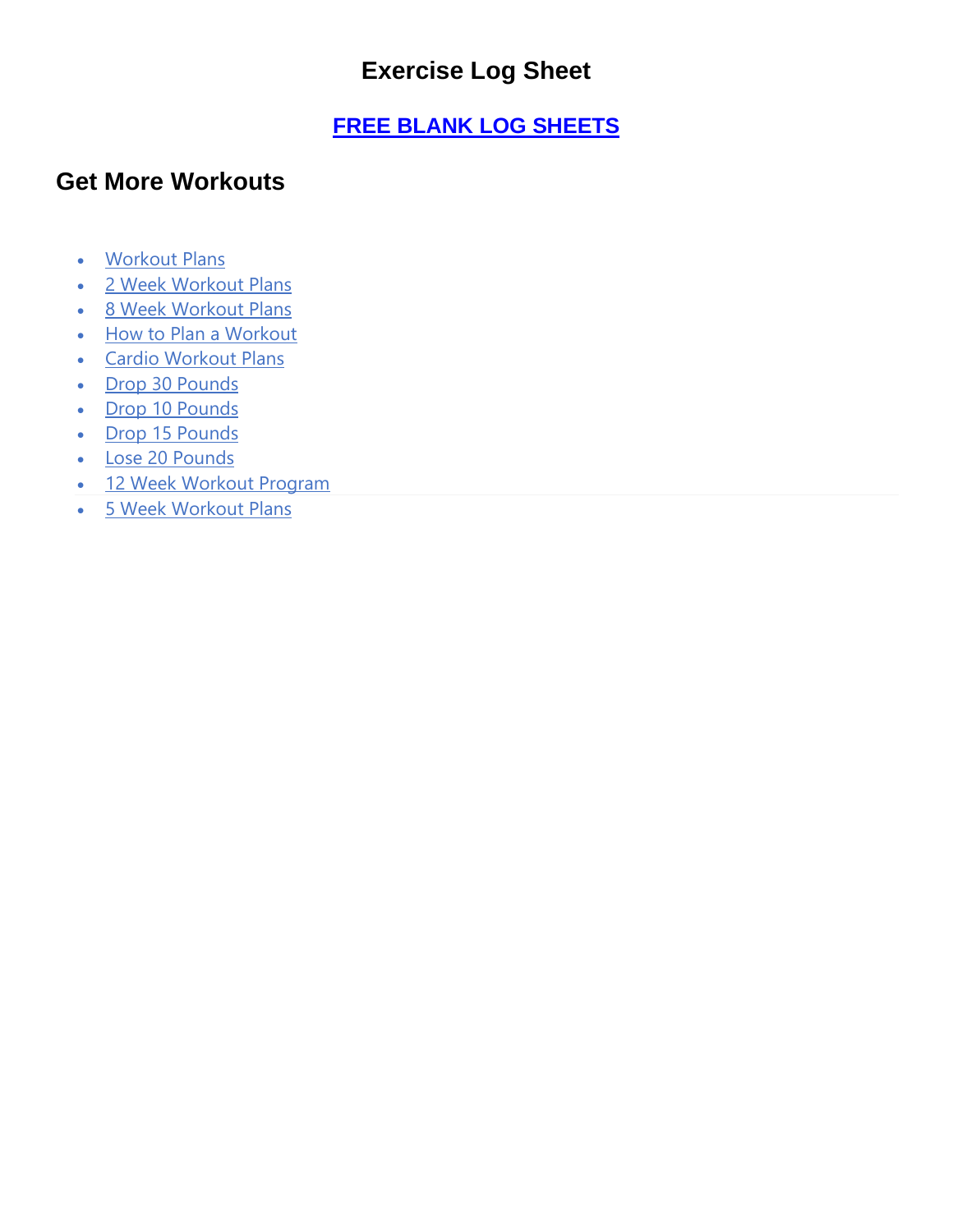# Exercise Log Sheet

**FREE BLANK LOG SHEETS**

## Get More Workouts

- Workout Plans
- 2 Week Workout Plans
- 8 Week Workout Plans
- How to Plan a Workout
- Cardio Workout Plans
- Drop 30 Pounds
- Drop 10 Pounds
- Drop 15 Pounds
- Lose 20 Pounds
- 12 Week Workout Program
- 5 Week Workout Plans